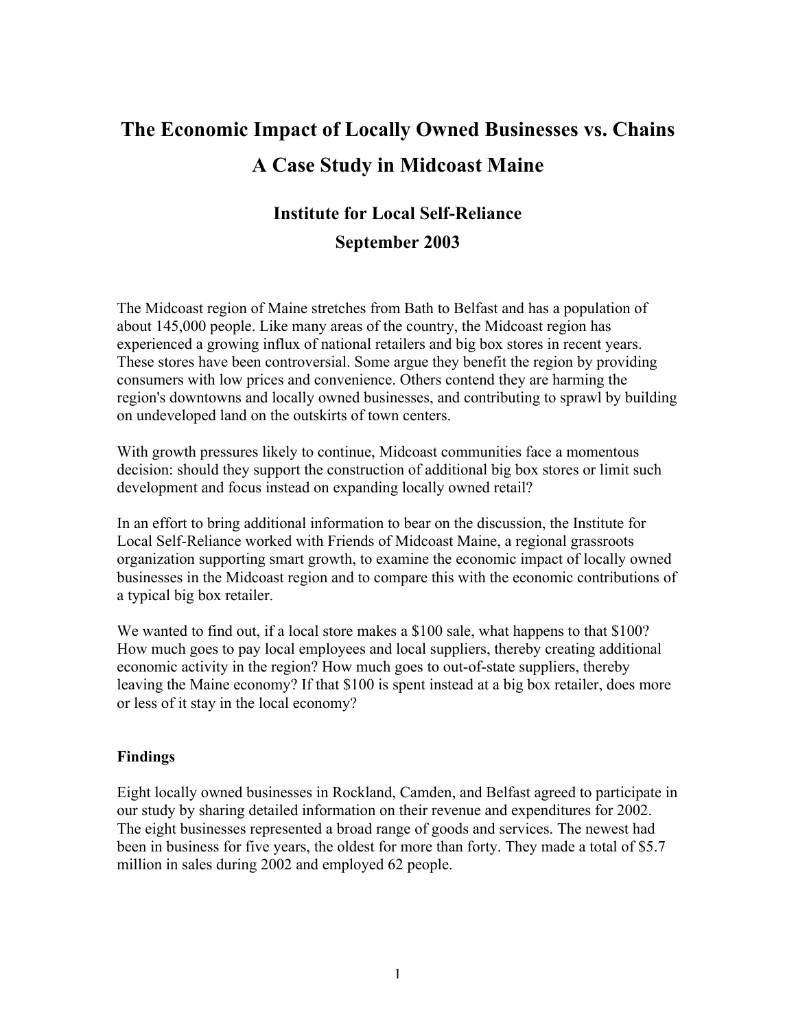# The Economic Impact of Locally Owned Businesses vs. Chains

# A Case Study in Midcoast Maine

## Institute for Local Self-Reliance

## September 2003

The Midcoast region of Maine stretches from Bath to Belfast and has a population of about 145,000 people. Like many areas of the country, the Midcoast region has experienced a growing influx of national retailers and big box stores in recent years. These stores have been controversial. Some argue they benefit the region by providing consumers with low prices and convenience. Others contend they are harming the region's downtowns and locally owned businesses, and contributing to sprawl by building on undeveloped land on the outskirts of town centers.

With growth pressures likely to continue, Midcoast communities face a momentous decision: should they support the construction of additional big box stores or limit such development and focus instead on expanding locally owned retail?

In an effort to bring additional information to bear on the discussion, the Institute for Local Self-Reliance worked with Friends of Midcoast Maine, a regional grassroots organization supporting smart growth, to examine the economic impact of locally owned businesses in the Midcoast region and to compare this with the economic contributions of a typical big box retailer.

We wanted to find out, if a local store makes a $100 sale, what happens to that $100? How much goes to pay local employees and local suppliers, thereby creating additional economic activity in the region? How much goes to out-of-state suppliers, thereby leaving the Maine economy? If that $100 is spent instead at a big box retailer, does more or less of it stay in the local economy?

### Findings

Eight locally owned businesses in Rockland, Camden, and Belfast agreed to participate in our study by sharing detailed information on their revenue and expenditures for 2002. The eight businesses represented a broad range of goods and services. The newest had been in business for five years, the oldest for more than forty. They made a total of $5.7 million in sales during 2002 and employed 62 people.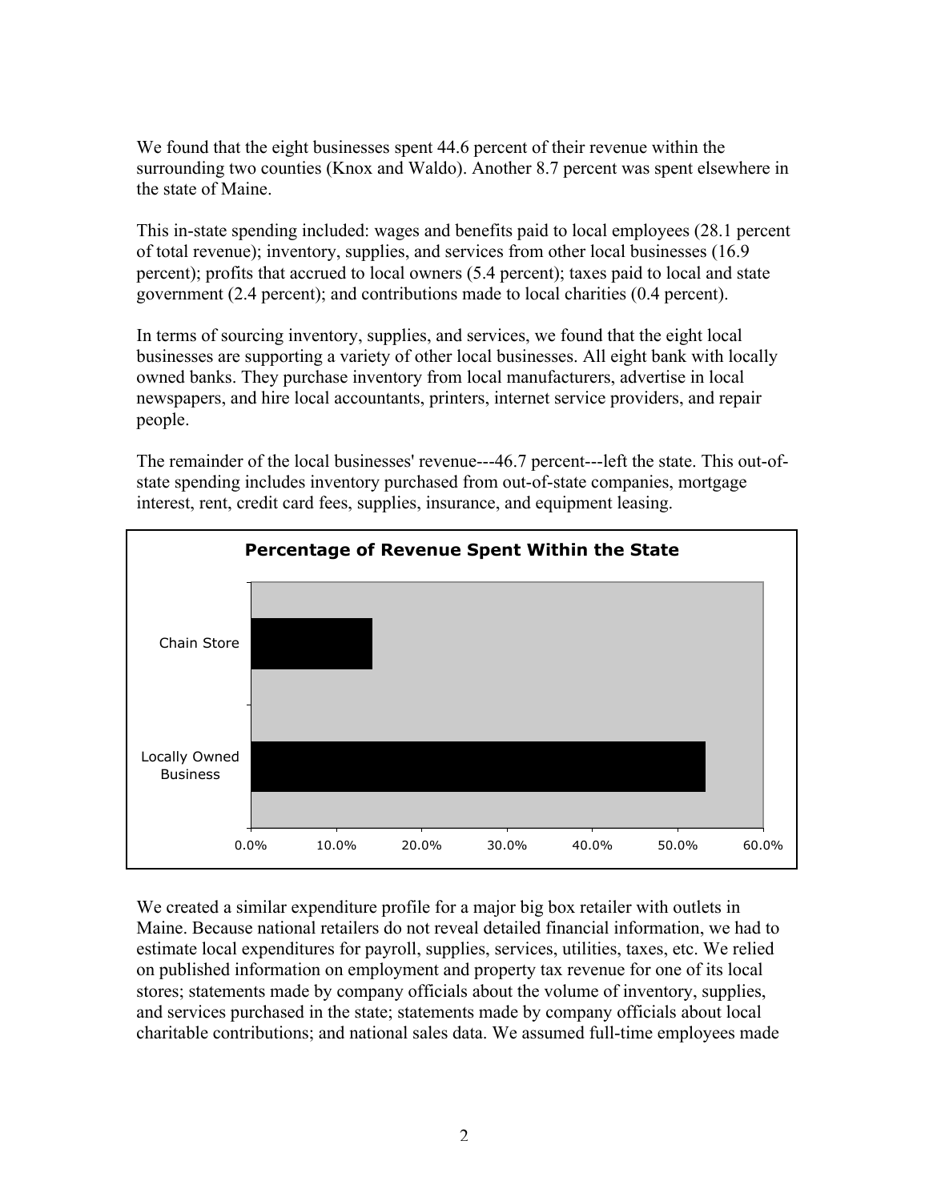We found that the eight businesses spent 44.6 percent of their revenue within the surrounding two counties (Knox and Waldo). Another 8.7 percent was spent elsewhere in the state of Maine.

This in-state spending included: wages and benefits paid to local employees (28.1 percent of total revenue); inventory, supplies, and services from other local businesses (16.9 percent); profits that accrued to local owners (5.4 percent); taxes paid to local and state government (2.4 percent); and contributions made to local charities (0.4 percent).

In terms of sourcing inventory, supplies, and services, we found that the eight local businesses are supporting a variety of other local businesses. All eight bank with locally owned banks. They purchase inventory from local manufacturers, advertise in local newspapers, and hire local accountants, printers, internet service providers, and repair people.

The remainder of the local businesses' revenue---46.7 percent---left the state. This out-of-state spending includes inventory purchased from out-of-state companies, mortgage interest, rent, credit card fees, supplies, insurance, and equipment leasing.

**Percentage of Revenue Spent Within the State**

Chain Store

Locally Owned Business

0.0% 10.0% 20.0% 30.0% 40.0% 50.0% 60.0%

We created a similar expenditure profile for a major big box retailer with outlets in Maine. Because national retailers do not reveal detailed financial information, we had to estimate local expenditures for payroll, supplies, services, utilities, taxes, etc. We relied on published information on employment and property tax revenue for one of its local stores; statements made by company officials about the volume of inventory, supplies, and services purchased in the state; statements made by company officials about local charitable contributions; and national sales data. We assumed full-time employees made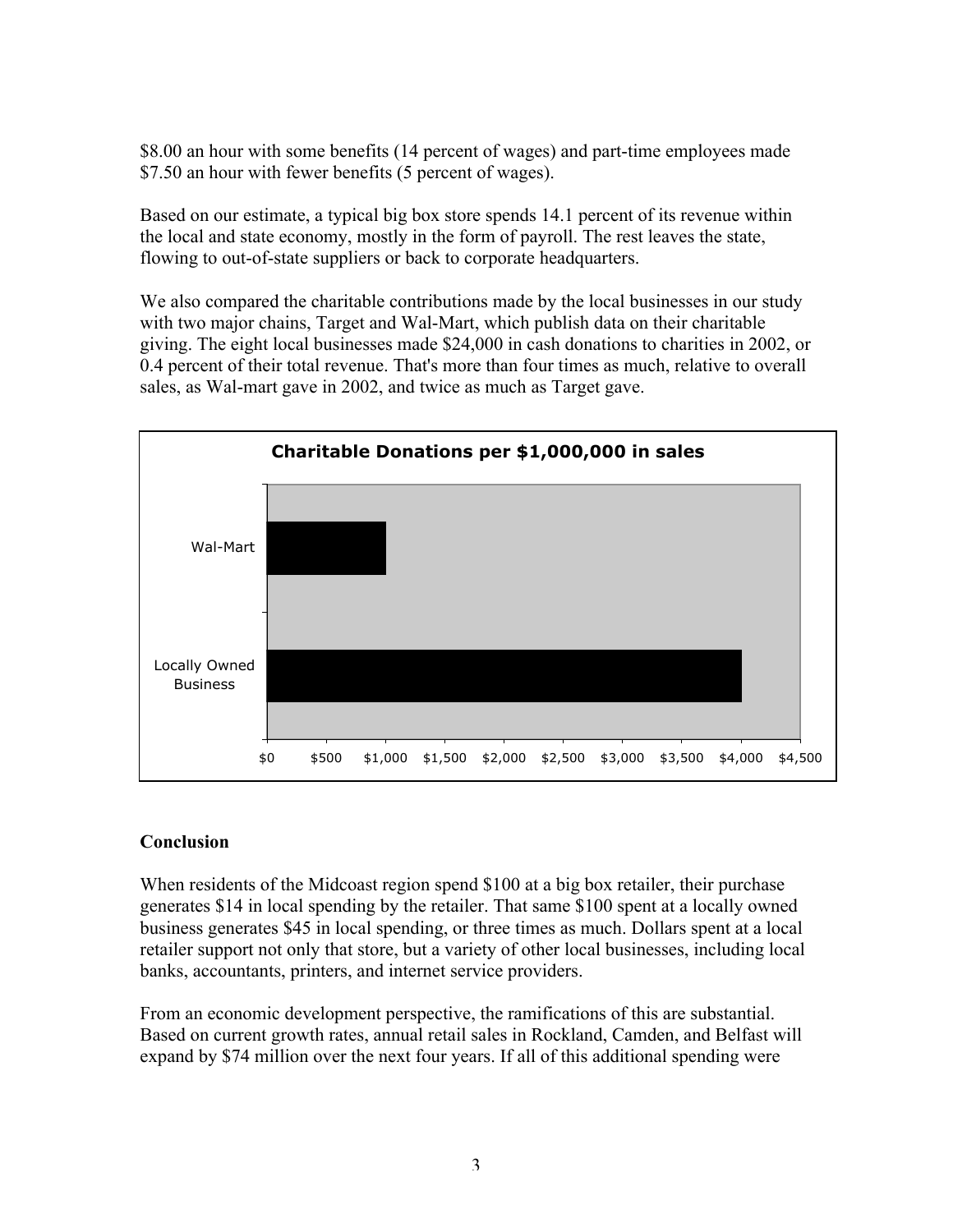$8.00 an hour with some benefits (14 percent of wages) and part-time employees made $7.50 an hour with fewer benefits (5 percent of wages).

Based on our estimate, a typical big box store spends 14.1 percent of its revenue within the local and state economy, mostly in the form of payroll. The rest leaves the state, flowing to out-of-state suppliers or back to corporate headquarters.

We also compared the charitable contributions made by the local businesses in our study with two major chains, Target and Wal-Mart, which publish data on their charitable giving. The eight local businesses made $24,000 in cash donations to charities in 2002, or 0.4 percent of their total revenue. That's more than four times as much, relative to overall sales, as Wal-mart gave in 2002, and twice as much as Target gave.

**Charitable Donations per $1,000,000 in sales**

Wal-Mart

Locally Owned Business

$0 $500 $1,000 $1,500 $2,000 $2,500 $3,000 $3,500 $4,000 $4,500

### Conclusion

When residents of the Midcoast region spend $100 at a big box retailer, their purchase generates $14 in local spending by the retailer. That same $100 spent at a locally owned business generates $45 in local spending, or three times as much. Dollars spent at a local retailer support not only that store, but a variety of other local businesses, including local banks, accountants, printers, and internet service providers.

From an economic development perspective, the ramifications of this are substantial. Based on current growth rates, annual retail sales in Rockland, Camden, and Belfast will expand by $74 million over the next four years. If all of this additional spending were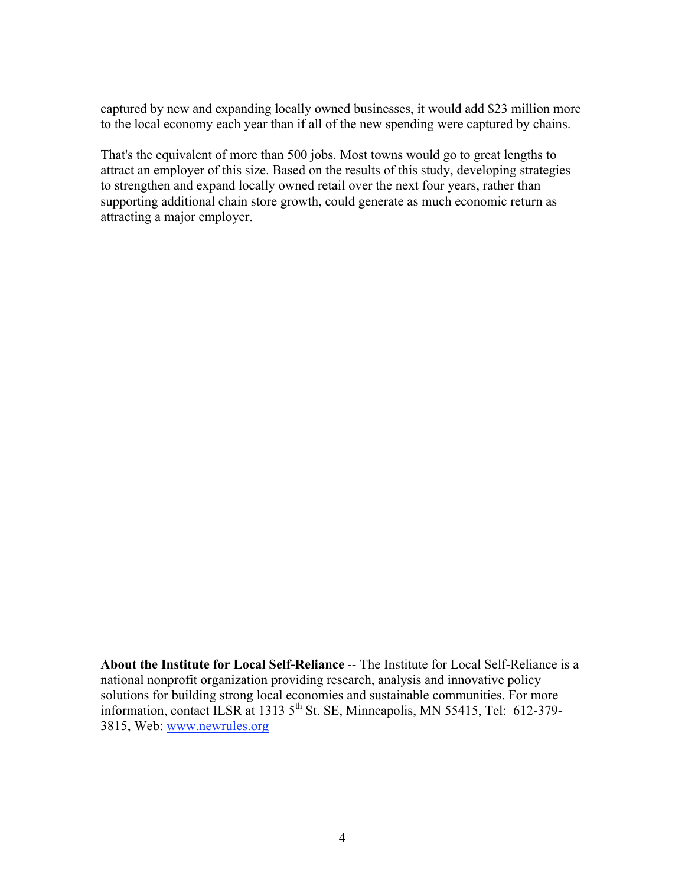captured by new and expanding locally owned businesses, it would add $23 million more to the local economy each year than if all of the new spending were captured by chains.

That's the equivalent of more than 500 jobs. Most towns would go to great lengths to attract an employer of this size. Based on the results of this study, developing strategies to strengthen and expand locally owned retail over the next four years, rather than supporting additional chain store growth, could generate as much economic return as attracting a major employer.

**About the Institute for Local Self-Reliance** -- The Institute for Local Self-Reliance is a national nonprofit organization providing research, analysis and innovative policy solutions for building strong local economies and sustainable communities. For more information, contact ILSR at 1313 5th St. SE, Minneapolis, MN 55415, Tel: 612-379-3815, Web: www.newrules.org